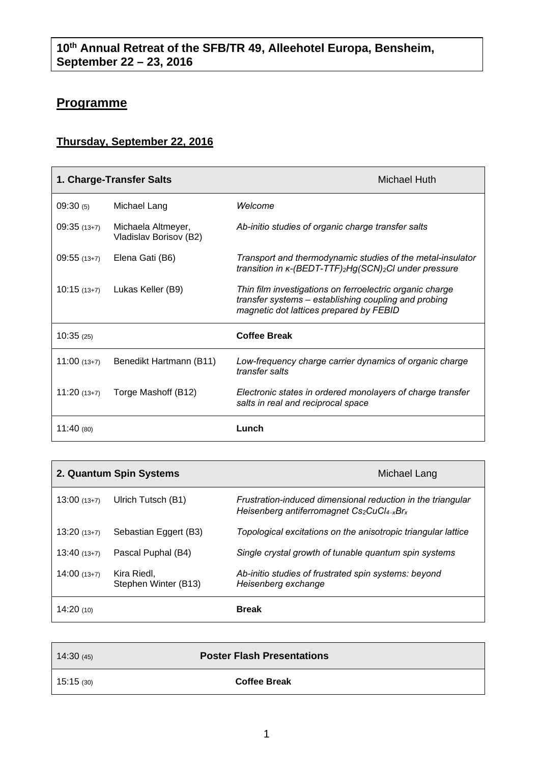**10th Annual Retreat of the SFB/TR 49, Alleehotel Europa, Bensheim, September 22 – 23, 2016**

## Programme

### Thursday, September 22, 2016

| **1. Charge-Transfer Salts** | | | Michael Huth |
|---|---|---|---|
| 09:30 (5) | Michael Lang | *Welcome* | |
| 09:35 (13+7) | Michaela Altmeyer, Vladislav Borisov (B2) | *Ab-initio studies of organic charge transfer salts* | |
| 09:55 (13+7) | Elena Gati (B6) | *Transport and thermodynamic studies of the metal-insulator transition in κ-$(BEDT\text{-}TTF)_2Hg(SCN)_2Cl$ under pressure* | |
| 10:15 (13+7) | Lukas Keller (B9) | *Thin film investigations on ferroelectric organic charge transfer systems – establishing coupling and probing magnetic dot lattices prepared by FEBID* | |
| 10:35 (25) | | **Coffee Break** | |
| 11:00 (13+7) | Benedikt Hartmann (B11) | *Low-frequency charge carrier dynamics of organic charge transfer salts* | |
| 11:20 (13+7) | Torge Mashoff (B12) | *Electronic states in ordered monolayers of charge transfer salts in real and reciprocal space* | |
| 11:40 (80) | | **Lunch** | |

| **2. Quantum Spin Systems** | | | Michael Lang |
|---|---|---|---|
| 13:00 (13+7) | Ulrich Tutsch (B1) | *Frustration-induced dimensional reduction in the triangular Heisenberg antiferromagnet $Cs_2CuCl_{4-x}Br_x$* | |
| 13:20 (13+7) | Sebastian Eggert (B3) | *Topological excitations on the anisotropic triangular lattice* | |
| 13:40 (13+7) | Pascal Puphal (B4) | *Single crystal growth of tunable quantum spin systems* | |
| 14:00 (13+7) | Kira Riedl, Stephen Winter (B13) | *Ab-initio studies of frustrated spin systems: beyond Heisenberg exchange* | |
| 14:20 (10) | | **Break** | |

| 14:30 (45) | **Poster Flash Presentations** |
|---|---|
| 15:15 (30) | **Coffee Break** |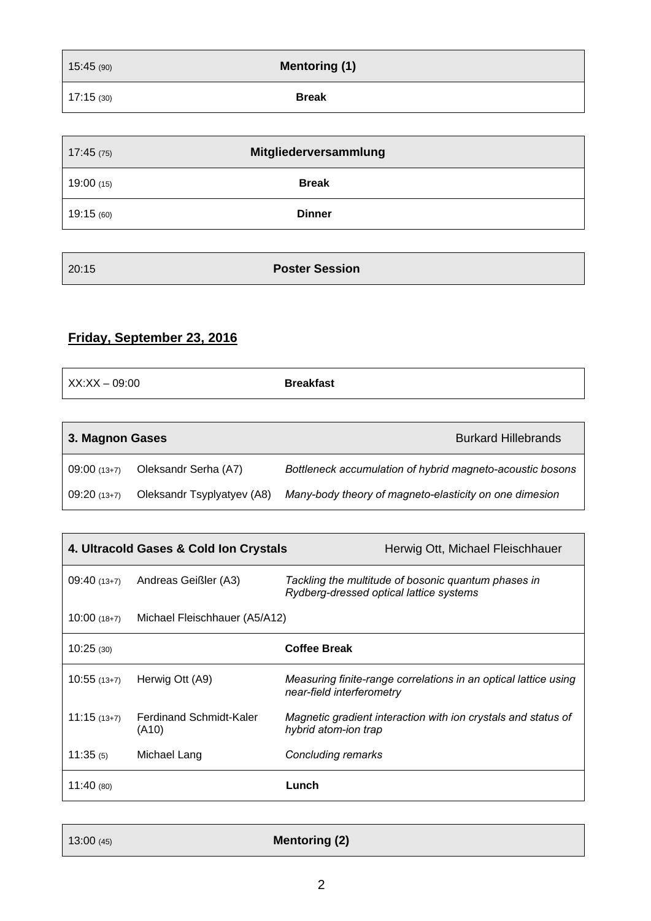| | |
|---|---|
| 15:45 (90) | **Mentoring (1)** |
| 17:15 (30) | **Break** |

| | |
|---|---|
| 17:45 (75) | **Mitgliederversammlung** |
| 19:00 (15) | **Break** |
| 19:15 (60) | **Dinner** |

| | |
|---|---|
| 20:15 | **Poster Session** |

## Friday, September 23, 2016

| | |
|---|---|
| XX:XX – 09:00 | **Breakfast** |

| **3. Magnon Gases** | | Burkard Hillebrands |
|---|---|---|
| 09:00 (13+7) | Oleksandr Serha (A7) | *Bottleneck accumulation of hybrid magneto-acoustic bosons* |
| 09:20 (13+7) | Oleksandr Tsyplyatyev (A8) | *Many-body theory of magneto-elasticity on one dimesion* |

| **4. Ultracold Gases & Cold Ion Crystals** | | Herwig Ott, Michael Fleischhauer |
|---|---|---|
| 09:40 (13+7) | Andreas Geißler (A3) | *Tackling the multitude of bosonic quantum phases in Rydberg-dressed optical lattice systems* |
| 10:00 (18+7) | Michael Fleischhauer (A5/A12) | |
| 10:25 (30) | | **Coffee Break** |
| 10:55 (13+7) | Herwig Ott (A9) | *Measuring finite-range correlations in an optical lattice using near-field interferometry* |
| 11:15 (13+7) | Ferdinand Schmidt-Kaler (A10) | *Magnetic gradient interaction with ion crystals and status of hybrid atom-ion trap* |
| 11:35 (5) | Michael Lang | *Concluding remarks* |
| 11:40 (80) | | **Lunch** |

| | |
|---|---|
| 13:00 (45) | **Mentoring (2)** |